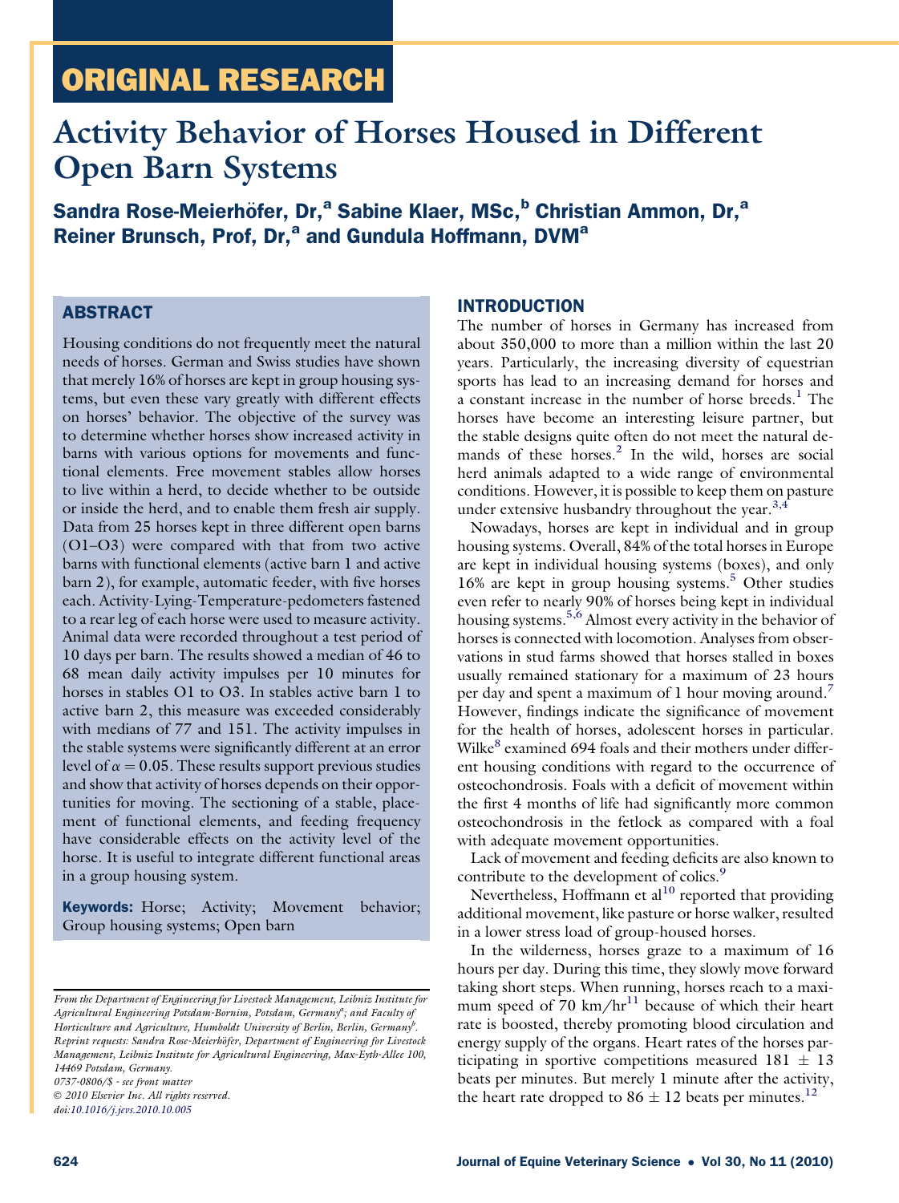ORIGINAL RESEARCH

# Activity Behavior of Horses Housed in Different Open Barn Systems

**Sandra Rose-Meierhöfer, Dr,[a] Sabine Klaer, MSc,[b] Christian Ammon, Dr,[a] Reiner Brunsch, Prof, Dr,[a] and Gundula Hoffmann, DVM[a]**

## ABSTRACT

Housing conditions do not frequently meet the natural needs of horses. German and Swiss studies have shown that merely 16% of horses are kept in group housing systems, but even these vary greatly with different effects on horses' behavior. The objective of the survey was to determine whether horses show increased activity in barns with various options for movements and functional elements. Free movement stables allow horses to live within a herd, to decide whether to be outside or inside the herd, and to enable them fresh air supply. Data from 25 horses kept in three different open barns (O1–O3) were compared with that from two active barns with functional elements (active barn 1 and active barn 2), for example, automatic feeder, with five horses each. Activity-Lying-Temperature-pedometers fastened to a rear leg of each horse were used to measure activity. Animal data were recorded throughout a test period of 10 days per barn. The results showed a median of 46 to 68 mean daily activity impulses per 10 minutes for horses in stables O1 to O3. In stables active barn 1 to active barn 2, this measure was exceeded considerably with medians of 77 and 151. The activity impulses in the stable systems were significantly different at an error level of $\alpha = 0.05$. These results support previous studies and show that activity of horses depends on their opportunities for moving. The sectioning of a stable, placement of functional elements, and feeding frequency have considerable effects on the activity level of the horse. It is useful to integrate different functional areas in a group housing system.

**Keywords:** Horse; Activity; Movement behavior; Group housing systems; Open barn

*From the Department of Engineering for Livestock Management, Leibniz Institute for Agricultural Engineering Potsdam-Bornim, Potsdam, Germany[a]; and Faculty of Horticulture and Agriculture, Humboldt University of Berlin, Berlin, Germany[b].*
*Reprint requests: Sandra Rose-Meierhöfer, Department of Engineering for Livestock Management, Leibniz Institute for Agricultural Engineering, Max-Eyth-Allee 100, 14469 Potsdam, Germany.*
*0737-0806/$ - see front matter*
*© 2010 Elsevier Inc. All rights reserved.*
*doi:10.1016/j.jevs.2010.10.005*

## INTRODUCTION

The number of horses in Germany has increased from about 350,000 to more than a million within the last 20 years. Particularly, the increasing diversity of equestrian sports has lead to an increasing demand for horses and a constant increase in the number of horse breeds.[1] The horses have become an interesting leisure partner, but the stable designs quite often do not meet the natural demands of these horses.[2] In the wild, horses are social herd animals adapted to a wide range of environmental conditions. However, it is possible to keep them on pasture under extensive husbandry throughout the year.[3,4]

Nowadays, horses are kept in individual and in group housing systems. Overall, 84% of the total horses in Europe are kept in individual housing systems (boxes), and only 16% are kept in group housing systems.[5] Other studies even refer to nearly 90% of horses being kept in individual housing systems.[5,6] Almost every activity in the behavior of horses is connected with locomotion. Analyses from observations in stud farms showed that horses stalled in boxes usually remained stationary for a maximum of 23 hours per day and spent a maximum of 1 hour moving around.[7] However, findings indicate the significance of movement for the health of horses, adolescent horses in particular. Wilke[8] examined 694 foals and their mothers under different housing conditions with regard to the occurrence of osteochondrosis. Foals with a deficit of movement within the first 4 months of life had significantly more common osteochondrosis in the fetlock as compared with a foal with adequate movement opportunities.

Lack of movement and feeding deficits are also known to contribute to the development of colics.[9]

Nevertheless, Hoffmann et al[10] reported that providing additional movement, like pasture or horse walker, resulted in a lower stress load of group-housed horses.

In the wilderness, horses graze to a maximum of 16 hours per day. During this time, they slowly move forward taking short steps. When running, horses reach to a maximum speed of 70 km/hr[11] because of which their heart rate is boosted, thereby promoting blood circulation and energy supply of the organs. Heart rates of the horses participating in sportive competitions measured $181 \pm 13$ beats per minutes. But merely 1 minute after the activity, the heart rate dropped to $86 \pm 12$ beats per minutes.[12]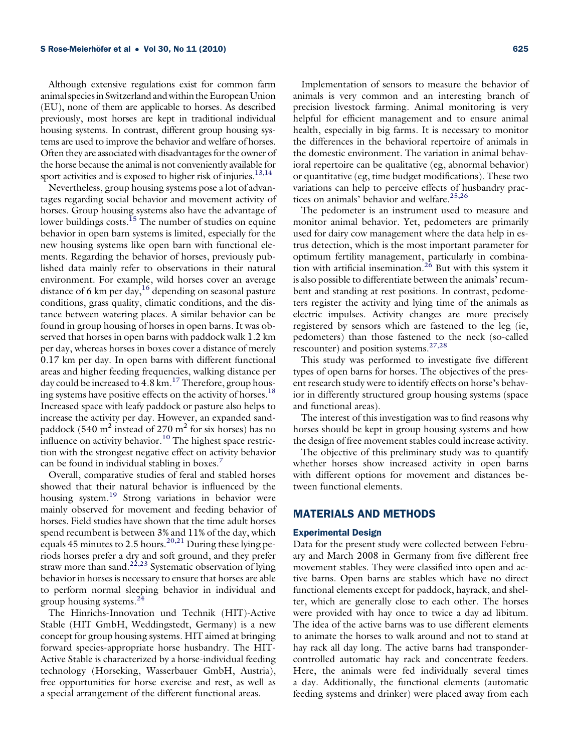Although extensive regulations exist for common farm animal species in Switzerland and within the European Union (EU), none of them are applicable to horses. As described previously, most horses are kept in traditional individual housing systems. In contrast, different group housing systems are used to improve the behavior and welfare of horses. Often they are associated with disadvantages for the owner of the horse because the animal is not conveniently available for sport activities and is exposed to higher risk of injuries.[13,14]

Nevertheless, group housing systems pose a lot of advantages regarding social behavior and movement activity of horses. Group housing systems also have the advantage of lower buildings costs.[15] The number of studies on equine behavior in open barn systems is limited, especially for the new housing systems like open barn with functional elements. Regarding the behavior of horses, previously published data mainly refer to observations in their natural environment. For example, wild horses cover an average distance of 6 km per day,[16] depending on seasonal pasture conditions, grass quality, climatic conditions, and the distance between watering places. A similar behavior can be found in group housing of horses in open barns. It was observed that horses in open barns with paddock walk 1.2 km per day, whereas horses in boxes cover a distance of merely 0.17 km per day. In open barns with different functional areas and higher feeding frequencies, walking distance per day could be increased to 4.8 km.[17] Therefore, group housing systems have positive effects on the activity of horses.[18] Increased space with leafy paddock or pasture also helps to increase the activity per day. However, an expanded sand-paddock (540 $m^2$ instead of 270 $m^2$ for six horses) has no influence on activity behavior.[10] The highest space restriction with the strongest negative effect on activity behavior can be found in individual stabling in boxes.[7]

Overall, comparative studies of feral and stabled horses showed that their natural behavior is influenced by the housing system.[19] Strong variations in behavior were mainly observed for movement and feeding behavior of horses. Field studies have shown that the time adult horses spend recumbent is between 3% and 11% of the day, which equals 45 minutes to 2.5 hours.[20,21] During these lying periods horses prefer a dry and soft ground, and they prefer straw more than sand.[22,23] Systematic observation of lying behavior in horses is necessary to ensure that horses are able to perform normal sleeping behavior in individual and group housing systems.[24]

The Hinrichs-Innovation und Technik (HIT)-Active Stable (HIT GmbH, Weddingstedt, Germany) is a new concept for group housing systems. HIT aimed at bringing forward species-appropriate horse husbandry. The HIT-Active Stable is characterized by a horse-individual feeding technology (Horseking, Wasserbauer GmbH, Austria), free opportunities for horse exercise and rest, as well as a special arrangement of the different functional areas.

Implementation of sensors to measure the behavior of animals is very common and an interesting branch of precision livestock farming. Animal monitoring is very helpful for efficient management and to ensure animal health, especially in big farms. It is necessary to monitor the differences in the behavioral repertoire of animals in the domestic environment. The variation in animal behavioral repertoire can be qualitative (eg, abnormal behavior) or quantitative (eg, time budget modifications). These two variations can help to perceive effects of husbandry practices on animals' behavior and welfare.[25,26]

The pedometer is an instrument used to measure and monitor animal behavior. Yet, pedometers are primarily used for dairy cow management where the data help in estrus detection, which is the most important parameter for optimum fertility management, particularly in combination with artificial insemination.[26] But with this system it is also possible to differentiate between the animals' recumbent and standing at rest positions. In contrast, pedometers register the activity and lying time of the animals as electric impulses. Activity changes are more precisely registered by sensors which are fastened to the leg (ie, pedometers) than those fastened to the neck (so-called rescounter) and position systems.[27,28]

This study was performed to investigate five different types of open barns for horses. The objectives of the present research study were to identify effects on horse's behavior in differently structured group housing systems (space and functional areas).

The interest of this investigation was to find reasons why horses should be kept in group housing systems and how the design of free movement stables could increase activity.

The objective of this preliminary study was to quantify whether horses show increased activity in open barns with different options for movement and distances between functional elements.

## MATERIALS AND METHODS

### Experimental Design

Data for the present study were collected between February and March 2008 in Germany from five different free movement stables. They were classified into open and active barns. Open barns are stables which have no direct functional elements except for paddock, hayrack, and shelter, which are generally close to each other. The horses were provided with hay once to twice a day ad libitum. The idea of the active barns was to use different elements to animate the horses to walk around and not to stand at hay rack all day long. The active barns had transponder-controlled automatic hay rack and concentrate feeders. Here, the animals were fed individually several times a day. Additionally, the functional elements (automatic feeding systems and drinker) were placed away from each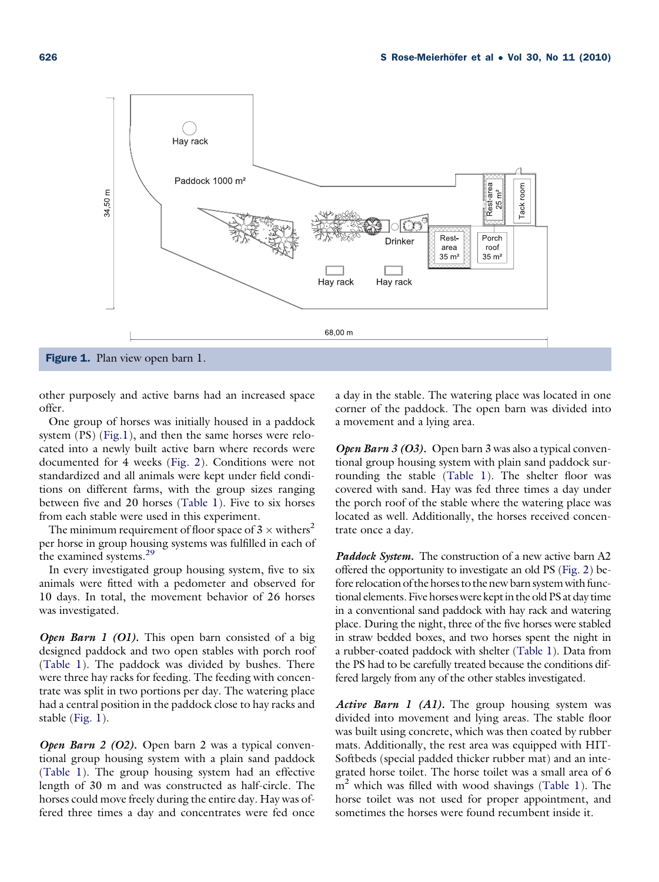Figure 1. Plan view open barn 1.

other purposely and active barns had an increased space offer.

One group of horses was initially housed in a paddock system (PS) (Fig.1), and then the same horses were relocated into a newly built active barn where records were documented for 4 weeks (Fig. 2). Conditions were not standardized and all animals were kept under field conditions on different farms, with the group sizes ranging between five and 20 horses (Table 1). Five to six horses from each stable were used in this experiment.

The minimum requirement of floor space of 3 × withers$^2$ per horse in group housing systems was fulfilled in each of the examined systems.[29]

In every investigated group housing system, five to six animals were fitted with a pedometer and observed for 10 days. In total, the movement behavior of 26 horses was investigated.

***Open Barn 1 (O1).*** This open barn consisted of a big designed paddock and two open stables with porch roof (Table 1). The paddock was divided by bushes. There were three hay racks for feeding. The feeding with concentrate was split in two portions per day. The watering place had a central position in the paddock close to hay racks and stable (Fig. 1).

***Open Barn 2 (O2).*** Open barn 2 was a typical conventional group housing system with a plain sand paddock (Table 1). The group housing system had an effective length of 30 m and was constructed as half-circle. The horses could move freely during the entire day. Hay was offered three times a day and concentrates were fed once a day in the stable. The watering place was located in one corner of the paddock. The open barn was divided into a movement and a lying area.

***Open Barn 3 (O3).*** Open barn 3 was also a typical conventional group housing system with plain sand paddock surrounding the stable (Table 1). The shelter floor was covered with sand. Hay was fed three times a day under the porch roof of the stable where the watering place was located as well. Additionally, the horses received concentrate once a day.

***Paddock System.*** The construction of a new active barn A2 offered the opportunity to investigate an old PS (Fig. 2) before relocation of the horses to the new barn system with functional elements. Five horses were kept in the old PS at day time in a conventional sand paddock with hay rack and watering place. During the night, three of the five horses were stabled in straw bedded boxes, and two horses spent the night in a rubber-coated paddock with shelter (Table 1). Data from the PS had to be carefully treated because the conditions differed largely from any of the other stables investigated.

***Active Barn 1 (A1).*** The group housing system was divided into movement and lying areas. The stable floor was built using concrete, which was then coated by rubber mats. Additionally, the rest area was equipped with HIT-Softbeds (special padded thicker rubber mat) and an integrated horse toilet. The horse toilet was a small area of 6 m$^2$ which was filled with wood shavings (Table 1). The horse toilet was not used for proper appointment, and sometimes the horses were found recumbent inside it.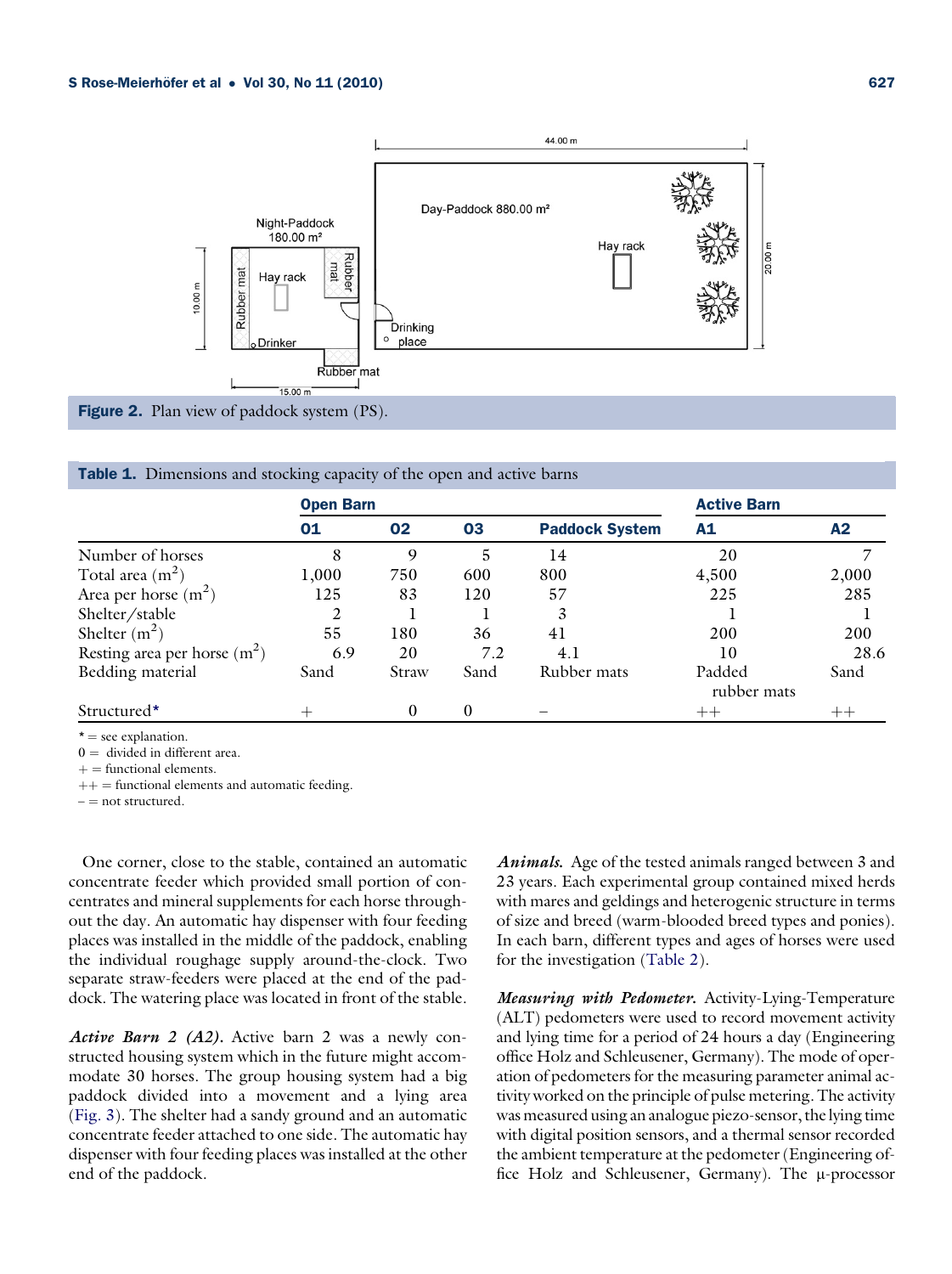Figure 2. Plan view of paddock system (PS).

Table 1. Dimensions and stocking capacity of the open and active barns

| | Open Barn | | | | Active Barn | |
|---|---|---|---|---|---|---|
| | O1 | O2 | O3 | Paddock System | A1 | A2 |
| Number of horses | 8 | 9 | 5 | 14 | 20 | 7 |
| Total area ($m^2$) | 1,000 | 750 | 600 | 800 | 4,500 | 2,000 |
| Area per horse ($m^2$) | 125 | 83 | 120 | 57 | 225 | 285 |
| Shelter/stable | 2 | 1 | 1 | 3 | 1 | 1 |
| Shelter ($m^2$) | 55 | 180 | 36 | 41 | 200 | 200 |
| Resting area per horse ($m^2$) | 6.9 | 20 | 7.2 | 4.1 | 10 | 28.6 |
| Bedding material | Sand | Straw | Sand | Rubber mats | Padded rubber mats | Sand |
| Structured* | + | 0 | 0 | – | ++ | ++ |

* = see explanation.
0 = divided in different area.
+ = functional elements.
++ = functional elements and automatic feeding.
– = not structured.

One corner, close to the stable, contained an automatic concentrate feeder which provided small portion of concentrates and mineral supplements for each horse throughout the day. An automatic hay dispenser with four feeding places was installed in the middle of the paddock, enabling the individual roughage supply around-the-clock. Two separate straw-feeders were placed at the end of the paddock. The watering place was located in front of the stable.

***Active Barn 2 (A2).*** Active barn 2 was a newly constructed housing system which in the future might accommodate 30 horses. The group housing system had a big paddock divided into a movement and a lying area (Fig. 3). The shelter had a sandy ground and an automatic concentrate feeder attached to one side. The automatic hay dispenser with four feeding places was installed at the other end of the paddock.

***Animals.*** Age of the tested animals ranged between 3 and 23 years. Each experimental group contained mixed herds with mares and geldings and heterogenic structure in terms of size and breed (warm-blooded breed types and ponies). In each barn, different types and ages of horses were used for the investigation (Table 2).

***Measuring with Pedometer.*** Activity-Lying-Temperature (ALT) pedometers were used to record movement activity and lying time for a period of 24 hours a day (Engineering office Holz and Schleusener, Germany). The mode of operation of pedometers for the measuring parameter animal activity worked on the principle of pulse metering. The activity was measured using an analogue piezo-sensor, the lying time with digital position sensors, and a thermal sensor recorded the ambient temperature at the pedometer (Engineering office Holz and Schleusener, Germany). The µ-processor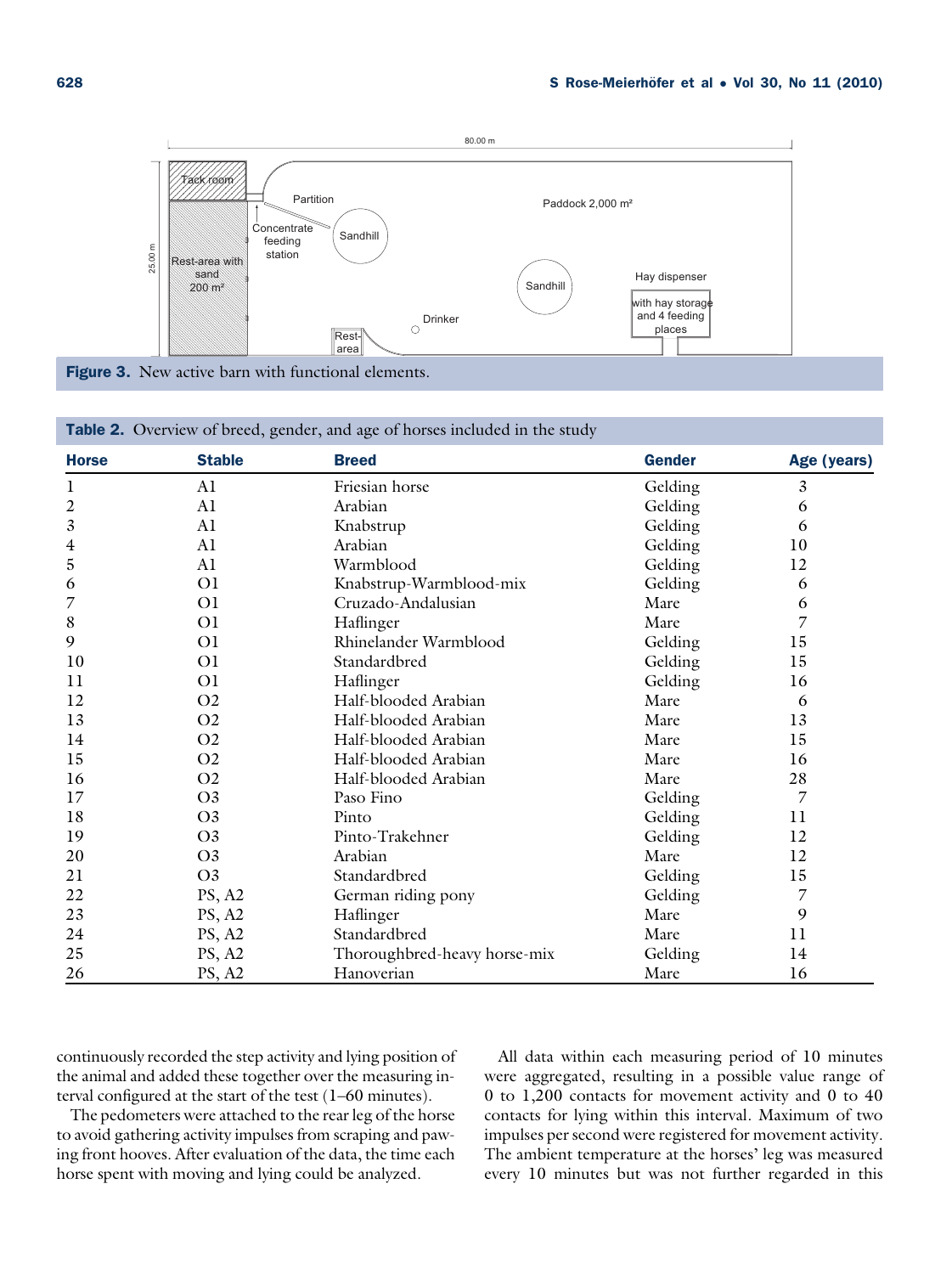Figure 3. New active barn with functional elements.

Table 2. Overview of breed, gender, and age of horses included in the study

| Horse | Stable | Breed | Gender | Age (years) |
|---|---|---|---|---|
| 1 | A1 | Friesian horse | Gelding | 3 |
| 2 | A1 | Arabian | Gelding | 6 |
| 3 | A1 | Knabstrup | Gelding | 6 |
| 4 | A1 | Arabian | Gelding | 10 |
| 5 | A1 | Warmblood | Gelding | 12 |
| 6 | O1 | Knabstrup-Warmblood-mix | Gelding | 6 |
| 7 | O1 | Cruzado-Andalusian | Mare | 6 |
| 8 | O1 | Haflinger | Mare | 7 |
| 9 | O1 | Rhinelander Warmblood | Gelding | 15 |
| 10 | O1 | Standardbred | Gelding | 15 |
| 11 | O1 | Haflinger | Gelding | 16 |
| 12 | O2 | Half-blooded Arabian | Mare | 6 |
| 13 | O2 | Half-blooded Arabian | Mare | 13 |
| 14 | O2 | Half-blooded Arabian | Mare | 15 |
| 15 | O2 | Half-blooded Arabian | Mare | 16 |
| 16 | O2 | Half-blooded Arabian | Mare | 28 |
| 17 | O3 | Paso Fino | Gelding | 7 |
| 18 | O3 | Pinto | Gelding | 11 |
| 19 | O3 | Pinto-Trakehner | Gelding | 12 |
| 20 | O3 | Arabian | Mare | 12 |
| 21 | O3 | Standardbred | Gelding | 15 |
| 22 | PS, A2 | German riding pony | Gelding | 7 |
| 23 | PS, A2 | Haflinger | Mare | 9 |
| 24 | PS, A2 | Standardbred | Mare | 11 |
| 25 | PS, A2 | Thoroughbred-heavy horse-mix | Gelding | 14 |
| 26 | PS, A2 | Hanoverian | Mare | 16 |

continuously recorded the step activity and lying position of the animal and added these together over the measuring interval configured at the start of the test (1–60 minutes).

The pedometers were attached to the rear leg of the horse to avoid gathering activity impulses from scraping and pawing front hooves. After evaluation of the data, the time each horse spent with moving and lying could be analyzed.

All data within each measuring period of 10 minutes were aggregated, resulting in a possible value range of 0 to 1,200 contacts for movement activity and 0 to 40 contacts for lying within this interval. Maximum of two impulses per second were registered for movement activity. The ambient temperature at the horses' leg was measured every 10 minutes but was not further regarded in this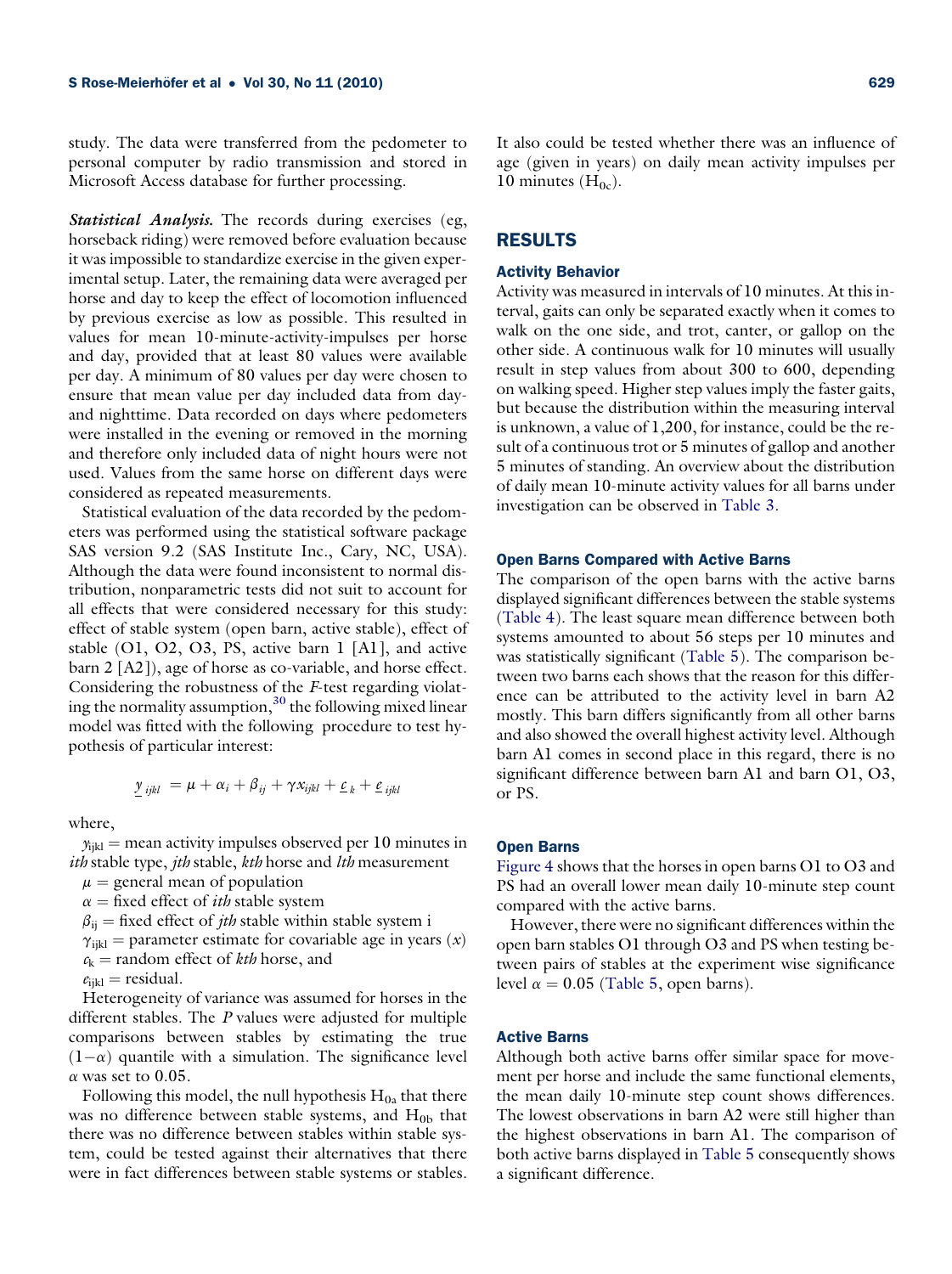study. The data were transferred from the pedometer to personal computer by radio transmission and stored in Microsoft Access database for further processing.

***Statistical Analysis.*** The records during exercises (eg, horseback riding) were removed before evaluation because it was impossible to standardize exercise in the given experimental setup. Later, the remaining data were averaged per horse and day to keep the effect of locomotion influenced by previous exercise as low as possible. This resulted in values for mean 10-minute-activity-impulses per horse and day, provided that at least 80 values were available per day. A minimum of 80 values per day were chosen to ensure that mean value per day included data from day- and nighttime. Data recorded on days where pedometers were installed in the evening or removed in the morning and therefore only included data of night hours were not used. Values from the same horse on different days were considered as repeated measurements.

Statistical evaluation of the data recorded by the pedometers was performed using the statistical software package SAS version 9.2 (SAS Institute Inc., Cary, NC, USA). Although the data were found inconsistent to normal distribution, nonparametric tests did not suit to account for all effects that were considered necessary for this study: effect of stable system (open barn, active stable), effect of stable (O1, O2, O3, PS, active barn 1 [A1], and active barn 2 [A2]), age of horse as co-variable, and horse effect. Considering the robustness of the *F*-test regarding violating the normality assumption,[30] the following mixed linear model was fitted with the following procedure to test hypothesis of particular interest:

$$\underline{y}_{ijkl} = \mu + \alpha_i + \beta_{ij} + \gamma x_{ijkl} + \underline{c}_k + \underline{e}_{ijkl}$$

where,

$y_{ijkl}$ = mean activity impulses observed per 10 minutes in *ith* stable type, *jth* stable, *kth* horse and *lth* measurement

$\mu$ = general mean of population

$\alpha$ = fixed effect of *ith* stable system

$\beta_{ij}$ = fixed effect of *jth* stable within stable system i

$\gamma_{ijkl}$ = parameter estimate for covariable age in years ($x$)

$c_k$ = random effect of *kth* horse, and

$e_{ijkl}$ = residual.

Heterogeneity of variance was assumed for horses in the different stables. The *P* values were adjusted for multiple comparisons between stables by estimating the true $(1-\alpha)$ quantile with a simulation. The significance level $\alpha$ was set to 0.05.

Following this model, the null hypothesis $H_{0a}$ that there was no difference between stable systems, and $H_{0b}$ that there was no difference between stables within stable system, could be tested against their alternatives that there were in fact differences between stable systems or stables. It also could be tested whether there was an influence of age (given in years) on daily mean activity impulses per 10 minutes ($H_{0c}$).

## RESULTS

### Activity Behavior

Activity was measured in intervals of 10 minutes. At this interval, gaits can only be separated exactly when it comes to walk on the one side, and trot, canter, or gallop on the other side. A continuous walk for 10 minutes will usually result in step values from about 300 to 600, depending on walking speed. Higher step values imply the faster gaits, but because the distribution within the measuring interval is unknown, a value of 1,200, for instance, could be the result of a continuous trot or 5 minutes of gallop and another 5 minutes of standing. An overview about the distribution of daily mean 10-minute activity values for all barns under investigation can be observed in Table 3.

### Open Barns Compared with Active Barns

The comparison of the open barns with the active barns displayed significant differences between the stable systems (Table 4). The least square mean difference between both systems amounted to about 56 steps per 10 minutes and was statistically significant (Table 5). The comparison between two barns each shows that the reason for this difference can be attributed to the activity level in barn A2 mostly. This barn differs significantly from all other barns and also showed the overall highest activity level. Although barn A1 comes in second place in this regard, there is no significant difference between barn A1 and barn O1, O3, or PS.

### Open Barns

Figure 4 shows that the horses in open barns O1 to O3 and PS had an overall lower mean daily 10-minute step count compared with the active barns.

However, there were no significant differences within the open barn stables O1 through O3 and PS when testing between pairs of stables at the experiment wise significance level $\alpha = 0.05$ (Table 5, open barns).

### Active Barns

Although both active barns offer similar space for movement per horse and include the same functional elements, the mean daily 10-minute step count shows differences. The lowest observations in barn A2 were still higher than the highest observations in barn A1. The comparison of both active barns displayed in Table 5 consequently shows a significant difference.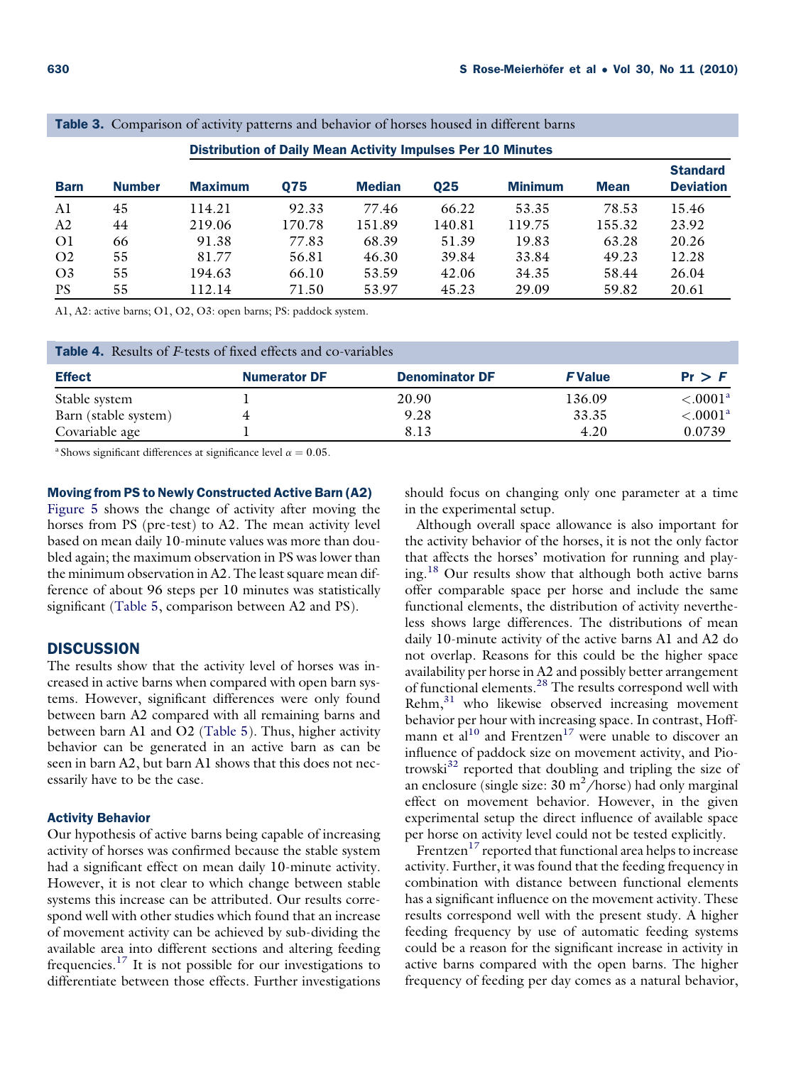**Table 3.** Comparison of activity patterns and behavior of horses housed in different barns

| Barn | Number | Distribution of Daily Mean Activity Impulses Per 10 Minutes | | | | | | |
|---|---|---|---|---|---|---|---|---|
| | | Maximum | Q75 | Median | Q25 | Minimum | Mean | Standard Deviation |
| A1 | 45 | 114.21 | 92.33 | 77.46 | 66.22 | 53.35 | 78.53 | 15.46 |
| A2 | 44 | 219.06 | 170.78 | 151.89 | 140.81 | 119.75 | 155.32 | 23.92 |
| O1 | 66 | 91.38 | 77.83 | 68.39 | 51.39 | 19.83 | 63.28 | 20.26 |
| O2 | 55 | 81.77 | 56.81 | 46.30 | 39.84 | 33.84 | 49.23 | 12.28 |
| O3 | 55 | 194.63 | 66.10 | 53.59 | 42.06 | 34.35 | 58.44 | 26.04 |
| PS | 55 | 112.14 | 71.50 | 53.97 | 45.23 | 29.09 | 59.82 | 20.61 |

A1, A2: active barns; O1, O2, O3: open barns; PS: paddock system.

**Table 4.** Results of *F*-tests of fixed effects and co-variables

| Effect | Numerator DF | Denominator DF | *F* Value | Pr > *F* |
|---|---|---|---|---|
| Stable system | 1 | 20.90 | 136.09 | <.0001[a] |
| Barn (stable system) | 4 | 9.28 | 33.35 | <.0001[a] |
| Covariable age | 1 | 8.13 | 4.20 | 0.0739 |

[a] Shows significant differences at significance level $\alpha = 0.05$.

### Moving from PS to Newly Constructed Active Barn (A2)

Figure 5 shows the change of activity after moving the horses from PS (pre-test) to A2. The mean activity level based on mean daily 10-minute values was more than doubled again; the maximum observation in PS was lower than the minimum observation in A2. The least square mean difference of about 96 steps per 10 minutes was statistically significant (Table 5, comparison between A2 and PS).

## DISCUSSION

The results show that the activity level of horses was increased in active barns when compared with open barn systems. However, significant differences were only found between barn A2 compared with all remaining barns and between barn A1 and O2 (Table 5). Thus, higher activity behavior can be generated in an active barn as can be seen in barn A2, but barn A1 shows that this does not necessarily have to be the case.

### Activity Behavior

Our hypothesis of active barns being capable of increasing activity of horses was confirmed because the stable system had a significant effect on mean daily 10-minute activity. However, it is not clear to which change between stable systems this increase can be attributed. Our results correspond well with other studies which found that an increase of movement activity can be achieved by sub-dividing the available area into different sections and altering feeding frequencies.[17] It is not possible for our investigations to differentiate between those effects. Further investigations should focus on changing only one parameter at a time in the experimental setup.

Although overall space allowance is also important for the activity behavior of the horses, it is not the only factor that affects the horses' motivation for running and playing.[18] Our results show that although both active barns offer comparable space per horse and include the same functional elements, the distribution of activity nevertheless shows large differences. The distributions of mean daily 10-minute activity of the active barns A1 and A2 do not overlap. Reasons for this could be the higher space availability per horse in A2 and possibly better arrangement of functional elements.[28] The results correspond well with Rehm,[31] who likewise observed increasing movement behavior per hour with increasing space. In contrast, Hoffmann et al[10] and Frentzen[17] were unable to discover an influence of paddock size on movement activity, and Piotrowski[32] reported that doubling and tripling the size of an enclosure (single size: 30 $m^2$/horse) had only marginal effect on movement behavior. However, in the given experimental setup the direct influence of available space per horse on activity level could not be tested explicitly.

Frentzen[17] reported that functional area helps to increase activity. Further, it was found that the feeding frequency in combination with distance between functional elements has a significant influence on the movement activity. These results correspond well with the present study. A higher feeding frequency by use of automatic feeding systems could be a reason for the significant increase in activity in active barns compared with the open barns. The higher frequency of feeding per day comes as a natural behavior,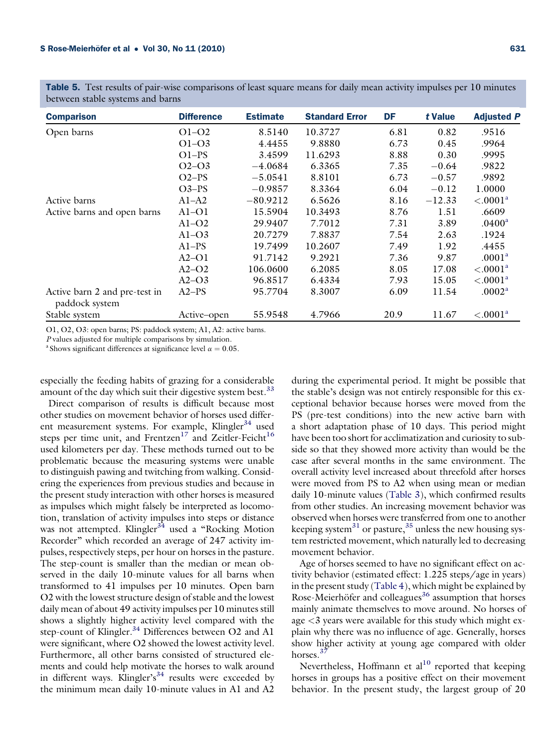**Table 5.** Test results of pair-wise comparisons of least square means for daily mean activity impulses per 10 minutes between stable systems and barns

| Comparison | Difference | Estimate | Standard Error | DF | *t* Value | Adjusted *P* |
|---|---|---|---|---|---|---|
| Open barns | O1–O2 | 8.5140 | 10.3727 | 6.81 | 0.82 | .9516 |
| | O1–O3 | 4.4455 | 9.8880 | 6.73 | 0.45 | .9964 |
| | O1–PS | 3.4599 | 11.6293 | 8.88 | 0.30 | .9995 |
| | O2–O3 | −4.0684 | 6.3365 | 7.35 | −0.64 | .9822 |
| | O2–PS | −5.0541 | 8.8101 | 6.73 | −0.57 | .9892 |
| | O3–PS | −0.9857 | 8.3364 | 6.04 | −0.12 | 1.0000 |
| Active barns | A1–A2 | −80.9212 | 6.5626 | 8.16 | −12.33 | <.0001[a] |
| Active barns and open barns | A1–O1 | 15.5904 | 10.3493 | 8.76 | 1.51 | .6609 |
| | A1–O2 | 29.9407 | 7.7012 | 7.31 | 3.89 | .0400[a] |
| | A1–O3 | 20.7279 | 7.8837 | 7.54 | 2.63 | .1924 |
| | A1–PS | 19.7499 | 10.2607 | 7.49 | 1.92 | .4455 |
| | A2–O1 | 91.7142 | 9.2921 | 7.36 | 9.87 | .0001[a] |
| | A2–O2 | 106.0600 | 6.2085 | 8.05 | 17.08 | <.0001[a] |
| | A2–O3 | 96.8517 | 6.4334 | 7.93 | 15.05 | <.0001[a] |
| Active barn 2 and pre-test in paddock system | A2–PS | 95.7704 | 8.3007 | 6.09 | 11.54 | .0002[a] |
| Stable system | Active–open | 55.9548 | 4.7966 | 20.9 | 11.67 | <.0001[a] |

O1, O2, O3: open barns; PS: paddock system; A1, A2: active barns.
*P* values adjusted for multiple comparisons by simulation.
[a] Shows significant differences at significance level $\alpha = 0.05$.

especially the feeding habits of grazing for a considerable amount of the day which suit their digestive system best.[33]

Direct comparison of results is difficult because most other studies on movement behavior of horses used different measurement systems. For example, Klingler[34] used steps per time unit, and Frentzen[17] and Zeitler-Feicht[16] used kilometers per day. These methods turned out to be problematic because the measuring systems were unable to distinguish pawing and twitching from walking. Considering the experiences from previous studies and because in the present study interaction with other horses is measured as impulses which might falsely be interpreted as locomotion, translation of activity impulses into steps or distance was not attempted. Klingler[34] used a "Rocking Motion Recorder" which recorded an average of 247 activity impulses, respectively steps, per hour on horses in the pasture. The step-count is smaller than the median or mean observed in the daily 10-minute values for all barns when transformed to 41 impulses per 10 minutes. Open barn O2 with the lowest structure design of stable and the lowest daily mean of about 49 activity impulses per 10 minutes still shows a slightly higher activity level compared with the step-count of Klingler.[34] Differences between O2 and A1 were significant, where O2 showed the lowest activity level. Furthermore, all other barns consisted of structured elements and could help motivate the horses to walk around in different ways. Klingler's[34] results were exceeded by the minimum mean daily 10-minute values in A1 and A2 during the experimental period. It might be possible that the stable's design was not entirely responsible for this exceptional behavior because horses were moved from the PS (pre-test conditions) into the new active barn with a short adaptation phase of 10 days. This period might have been too short for acclimatization and curiosity to subside so that they showed more activity than would be the case after several months in the same environment. The overall activity level increased about threefold after horses were moved from PS to A2 when using mean or median daily 10-minute values (Table 3), which confirmed results from other studies. An increasing movement behavior was observed when horses were transferred from one to another keeping system[31] or pasture,[35] unless the new housing system restricted movement, which naturally led to decreasing movement behavior.

Age of horses seemed to have no significant effect on activity behavior (estimated effect: 1.225 steps/age in years) in the present study (Table 4), which might be explained by Rose-Meierhöfer and colleagues[36] assumption that horses mainly animate themselves to move around. No horses of age <3 years were available for this study which might explain why there was no influence of age. Generally, horses show higher activity at young age compared with older horses.[37]

Nevertheless, Hoffmann et al[10] reported that keeping horses in groups has a positive effect on their movement behavior. In the present study, the largest group of 20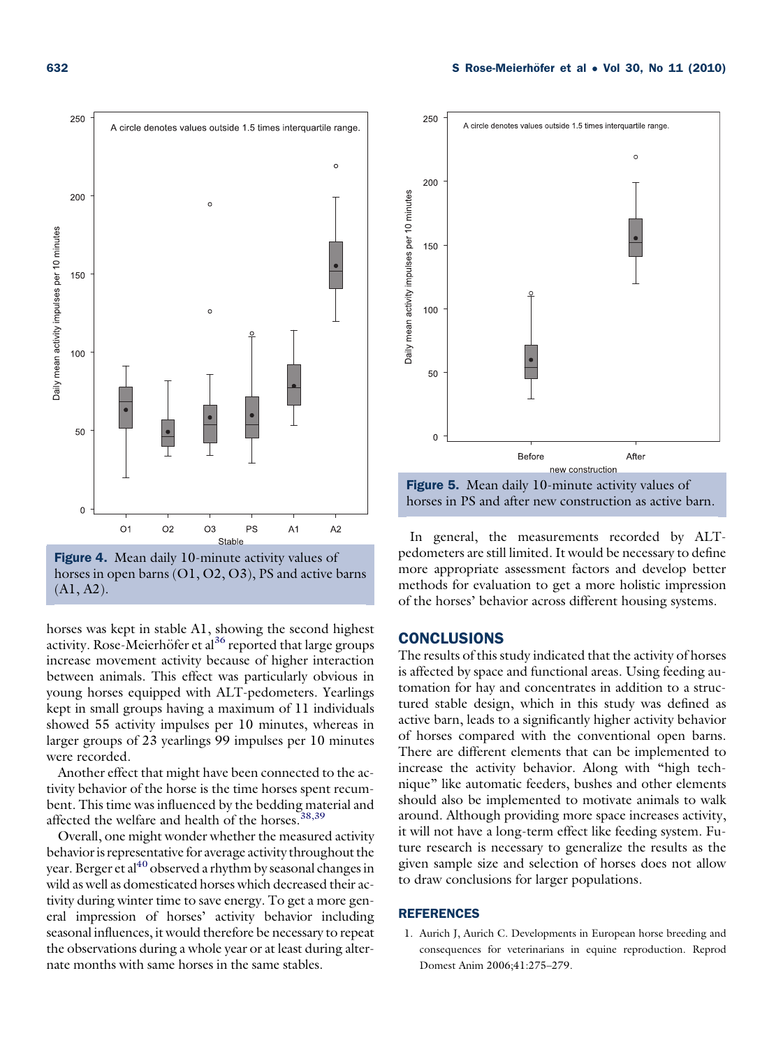Figure 4. Mean daily 10-minute activity values of horses in open barns (O1, O2, O3), PS and active barns (A1, A2).

horses was kept in stable A1, showing the second highest activity. Rose-Meierhöfer et al[36] reported that large groups increase movement activity because of higher interaction between animals. This effect was particularly obvious in young horses equipped with ALT-pedometers. Yearlings kept in small groups having a maximum of 11 individuals showed 55 activity impulses per 10 minutes, whereas in larger groups of 23 yearlings 99 impulses per 10 minutes were recorded.

Another effect that might have been connected to the activity behavior of the horse is the time horses spent recumbent. This time was influenced by the bedding material and affected the welfare and health of the horses.[38,39]

Overall, one might wonder whether the measured activity behavior is representative for average activity throughout the year. Berger et al[40] observed a rhythm by seasonal changes in wild as well as domesticated horses which decreased their activity during winter time to save energy. To get a more general impression of horses' activity behavior including seasonal influences, it would therefore be necessary to repeat the observations during a whole year or at least during alternate months with same horses in the same stables.

Figure 5. Mean daily 10-minute activity values of horses in PS and after new construction as active barn.

In general, the measurements recorded by ALT-pedometers are still limited. It would be necessary to define more appropriate assessment factors and develop better methods for evaluation to get a more holistic impression of the horses' behavior across different housing systems.

## CONCLUSIONS

The results of this study indicated that the activity of horses is affected by space and functional areas. Using feeding automation for hay and concentrates in addition to a structured stable design, which in this study was defined as active barn, leads to a significantly higher activity behavior of horses compared with the conventional open barns. There are different elements that can be implemented to increase the activity behavior. Along with "high technique" like automatic feeders, bushes and other elements should also be implemented to motivate animals to walk around. Although providing more space increases activity, it will not have a long-term effect like feeding system. Future research is necessary to generalize the results as the given sample size and selection of horses does not allow to draw conclusions for larger populations.

## REFERENCES

1. Aurich J, Aurich C. Developments in European horse breeding and consequences for veterinarians in equine reproduction. Reprod Domest Anim 2006;41:275–279.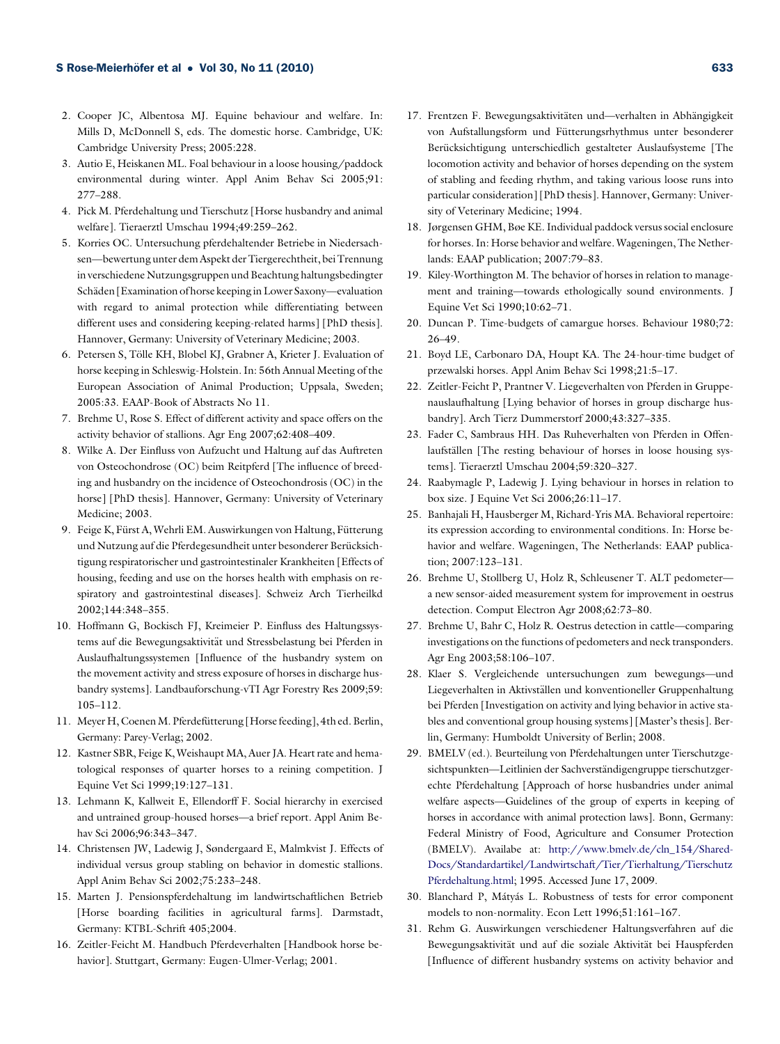2. Cooper JC, Albentosa MJ. Equine behaviour and welfare. In: Mills D, McDonnell S, eds. The domestic horse. Cambridge, UK: Cambridge University Press; 2005:228.
3. Autio E, Heiskanen ML. Foal behaviour in a loose housing/paddock environmental during winter. Appl Anim Behav Sci 2005;91: 277–288.
4. Pick M. Pferdehaltung und Tierschutz [Horse husbandry and animal welfare]. Tieraerztl Umschau 1994;49:259–262.
5. Korries OC. Untersuchung pferdehaltender Betriebe in Niedersachsen—bewertung unter dem Aspekt der Tiergerechtheit, bei Trennung in verschiedene Nutzungsgruppen und Beachtung haltungsbedingter Schäden [Examination of horse keeping in Lower Saxony—evaluation with regard to animal protection while differentiating between different uses and considering keeping-related harms] [PhD thesis]. Hannover, Germany: University of Veterinary Medicine; 2003.
6. Petersen S, Tölle KH, Blobel KJ, Grabner A, Krieter J. Evaluation of horse keeping in Schleswig-Holstein. In: 56th Annual Meeting of the European Association of Animal Production; Uppsala, Sweden; 2005:33. EAAP-Book of Abstracts No 11.
7. Brehme U, Rose S. Effect of different activity and space offers on the activity behavior of stallions. Agr Eng 2007;62:408–409.
8. Wilke A. Der Einfluss von Aufzucht und Haltung auf das Auftreten von Osteochondrose (OC) beim Reitpferd [The influence of breeding and husbandry on the incidence of Osteochondrosis (OC) in the horse] [PhD thesis]. Hannover, Germany: University of Veterinary Medicine; 2003.
9. Feige K, Fürst A, Wehrli EM. Auswirkungen von Haltung, Fütterung und Nutzung auf die Pferdegesundheit unter besonderer Berücksichtigung respiratorischer und gastrointestinaler Krankheiten [Effects of housing, feeding and use on the horses health with emphasis on respiratory and gastrointestinal diseases]. Schweiz Arch Tierheilkd 2002;144:348–355.
10. Hoffmann G, Bockisch FJ, Kreimeier P. Einfluss des Haltungssystems auf die Bewegungsaktivität und Stressbelastung bei Pferden in Auslaufhaltungssystemen [Influence of the husbandry system on the movement activity and stress exposure of horses in discharge husbandry systems]. Landbauforschung-vTI Agr Forestry Res 2009;59: 105–112.
11. Meyer H, Coenen M. Pferdefütterung [Horse feeding], 4th ed. Berlin, Germany: Parey-Verlag; 2002.
12. Kastner SBR, Feige K, Weishaupt MA, Auer JA. Heart rate and hematological responses of quarter horses to a reining competition. J Equine Vet Sci 1999;19:127–131.
13. Lehmann K, Kallweit E, Ellendorff F. Social hierarchy in exercised and untrained group-housed horses—a brief report. Appl Anim Behav Sci 2006;96:343–347.
14. Christensen JW, Ladewig J, Søndergaard E, Malmkvist J. Effects of individual versus group stabling on behavior in domestic stallions. Appl Anim Behav Sci 2002;75:233–248.
15. Marten J. Pensionspferdehaltung im landwirtschaftlichen Betrieb [Horse boarding facilities in agricultural farms]. Darmstadt, Germany: KTBL-Schrift 405;2004.
16. Zeitler-Feicht M. Handbuch Pferdeverhalten [Handbook horse behavior]. Stuttgart, Germany: Eugen-Ulmer-Verlag; 2001.
17. Frentzen F. Bewegungsaktivitäten und—verhalten in Abhängigkeit von Aufstallungsform und Fütterungsrhythmus unter besonderer Berücksichtigung unterschiedlich gestalteter Auslaufsysteme [The locomotion activity and behavior of horses depending on the system of stabling and feeding rhythm, and taking various loose runs into particular consideration] [PhD thesis]. Hannover, Germany: University of Veterinary Medicine; 1994.
18. Jørgensen GHM, Bøe KE. Individual paddock versus social enclosure for horses. In: Horse behavior and welfare. Wageningen, The Netherlands: EAAP publication; 2007:79–83.
19. Kiley-Worthington M. The behavior of horses in relation to management and training—towards ethologically sound environments. J Equine Vet Sci 1990;10:62–71.
20. Duncan P. Time-budgets of camargue horses. Behaviour 1980;72: 26–49.
21. Boyd LE, Carbonaro DA, Houpt KA. The 24-hour-time budget of przewalski horses. Appl Anim Behav Sci 1998;21:5–17.
22. Zeitler-Feicht P, Prantner V. Liegeverhalten von Pferden in Gruppenauslaufhaltung [Lying behavior of horses in group discharge husbandry]. Arch Tierz Dummerstorf 2000;43:327–335.
23. Fader C, Sambraus HH. Das Ruheverhalten von Pferden in Offenlaufställen [The resting behaviour of horses in loose housing systems]. Tieraerztl Umschau 2004;59:320–327.
24. Raabymagle P, Ladewig J. Lying behaviour in horses in relation to box size. J Equine Vet Sci 2006;26:11–17.
25. Banhajali H, Hausberger M, Richard-Yris MA. Behavioral repertoire: its expression according to environmental conditions. In: Horse behavior and welfare. Wageningen, The Netherlands: EAAP publication; 2007:123–131.
26. Brehme U, Stollberg U, Holz R, Schleusener T. ALT pedometer—a new sensor-aided measurement system for improvement in oestrus detection. Comput Electron Agr 2008;62:73–80.
27. Brehme U, Bahr C, Holz R. Oestrus detection in cattle—comparing investigations on the functions of pedometers and neck transponders. Agr Eng 2003;58:106–107.
28. Klaer S. Vergleichende untersuchungen zum bewegungs—und Liegeverhalten in Aktivställen und konventioneller Gruppenhaltung bei Pferden [Investigation on activity and lying behavior in active stables and conventional group housing systems] [Master's thesis]. Berlin, Germany: Humboldt University of Berlin; 2008.
29. BMELV (ed.). Beurteilung von Pferdehaltungen unter Tierschutzgesichtspunkten—Leitlinien der Sachverständigengruppe tierschutzgerechte Pferdehaltung [Approach of horse husbandries under animal welfare aspects—Guidelines of the group of experts in keeping of horses in accordance with animal protection laws]. Bonn, Germany: Federal Ministry of Food, Agriculture and Consumer Protection (BMELV). Availabe at: http://www.bmelv.de/cln_154/SharedDocs/Standardartikel/Landwirtschaft/Tier/Tierhaltung/TierschutzPferdehaltung.html; 1995. Accessed June 17, 2009.
30. Blanchard P, Mátyás L. Robustness of tests for error component models to non-normality. Econ Lett 1996;51:161–167.
31. Rehm G. Auswirkungen verschiedener Haltungsverfahren auf die Bewegungsaktivität und auf die soziale Aktivität bei Hauspferden [Influence of different husbandry systems on activity behavior and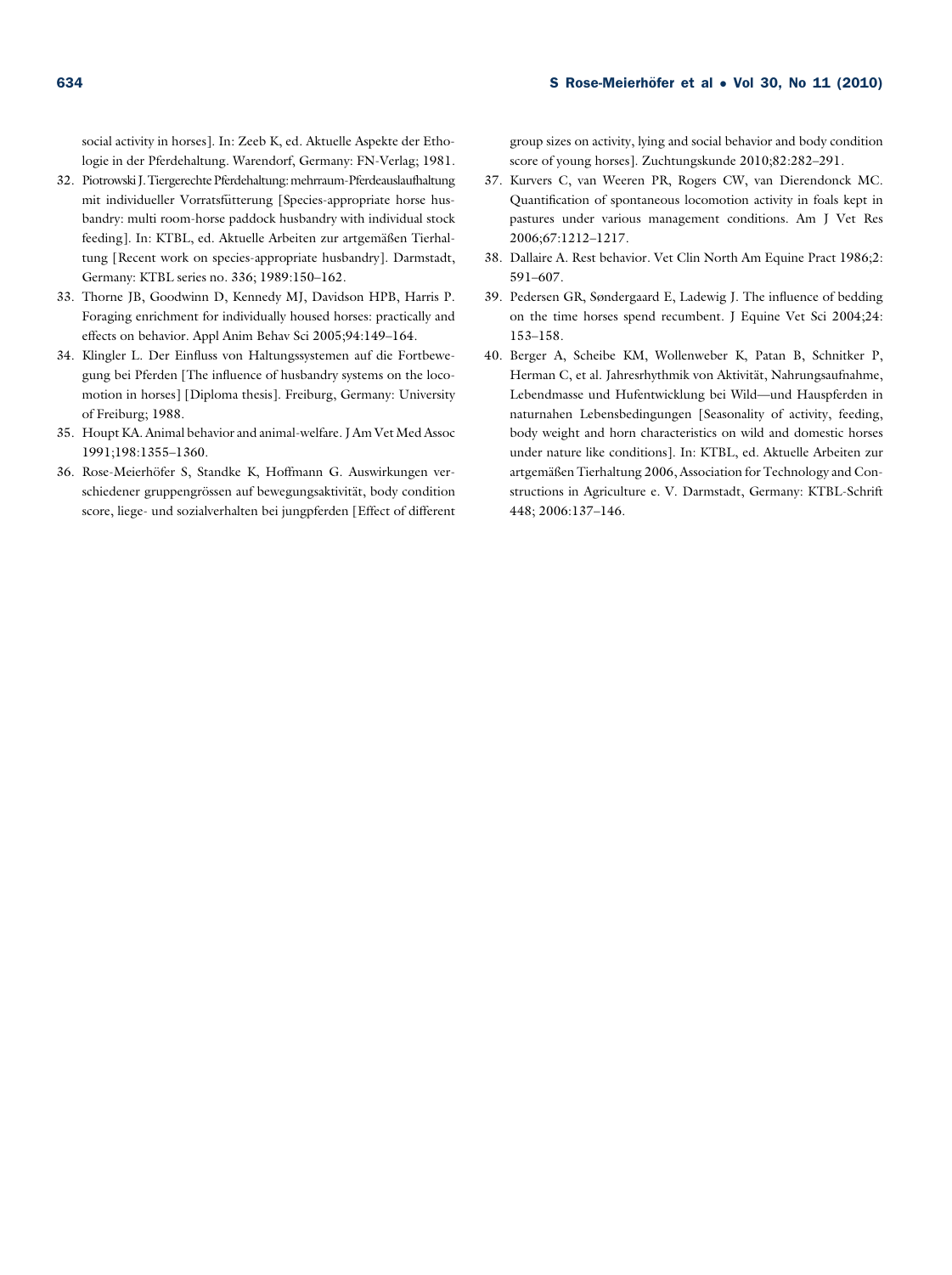social activity in horses]. In: Zeeb K, ed. Aktuelle Aspekte der Ethologie in der Pferdehaltung. Warendorf, Germany: FN-Verlag; 1981.

32. Piotrowski J. Tiergerechte Pferdehaltung: mehrraum-Pferdeauslaufhaltung mit individueller Vorratsfütterung [Species-appropriate horse husbandry: multi room-horse paddock husbandry with individual stock feeding]. In: KTBL, ed. Aktuelle Arbeiten zur artgemäßen Tierhaltung [Recent work on species-appropriate husbandry]. Darmstadt, Germany: KTBL series no. 336; 1989:150–162.
33. Thorne JB, Goodwinn D, Kennedy MJ, Davidson HPB, Harris P. Foraging enrichment for individually housed horses: practically and effects on behavior. Appl Anim Behav Sci 2005;94:149–164.
34. Klingler L. Der Einfluss von Haltungssystemen auf die Fortbewegung bei Pferden [The influence of husbandry systems on the locomotion in horses] [Diploma thesis]. Freiburg, Germany: University of Freiburg; 1988.
35. Houpt KA. Animal behavior and animal-welfare. J Am Vet Med Assoc 1991;198:1355–1360.
36. Rose-Meierhöfer S, Standke K, Hoffmann G. Auswirkungen verschiedener gruppengrössen auf bewegungsaktivität, body condition score, liege- und sozialverhalten bei jungpferden [Effect of different group sizes on activity, lying and social behavior and body condition score of young horses]. Zuchtungskunde 2010;82:282–291.
37. Kurvers C, van Weeren PR, Rogers CW, van Dierendonck MC. Quantification of spontaneous locomotion activity in foals kept in pastures under various management conditions. Am J Vet Res 2006;67:1212–1217.
38. Dallaire A. Rest behavior. Vet Clin North Am Equine Pract 1986;2: 591–607.
39. Pedersen GR, Søndergaard E, Ladewig J. The influence of bedding on the time horses spend recumbent. J Equine Vet Sci 2004;24: 153–158.
40. Berger A, Scheibe KM, Wollenweber K, Patan B, Schnitker P, Herman C, et al. Jahresrhythmik von Aktivität, Nahrungsaufnahme, Lebendmasse und Hufentwicklung bei Wild—und Hauspferden in naturnahen Lebensbedingungen [Seasonality of activity, feeding, body weight and horn characteristics on wild and domestic horses under nature like conditions]. In: KTBL, ed. Aktuelle Arbeiten zur artgemäßen Tierhaltung 2006, Association for Technology and Constructions in Agriculture e. V. Darmstadt, Germany: KTBL-Schrift 448; 2006:137–146.